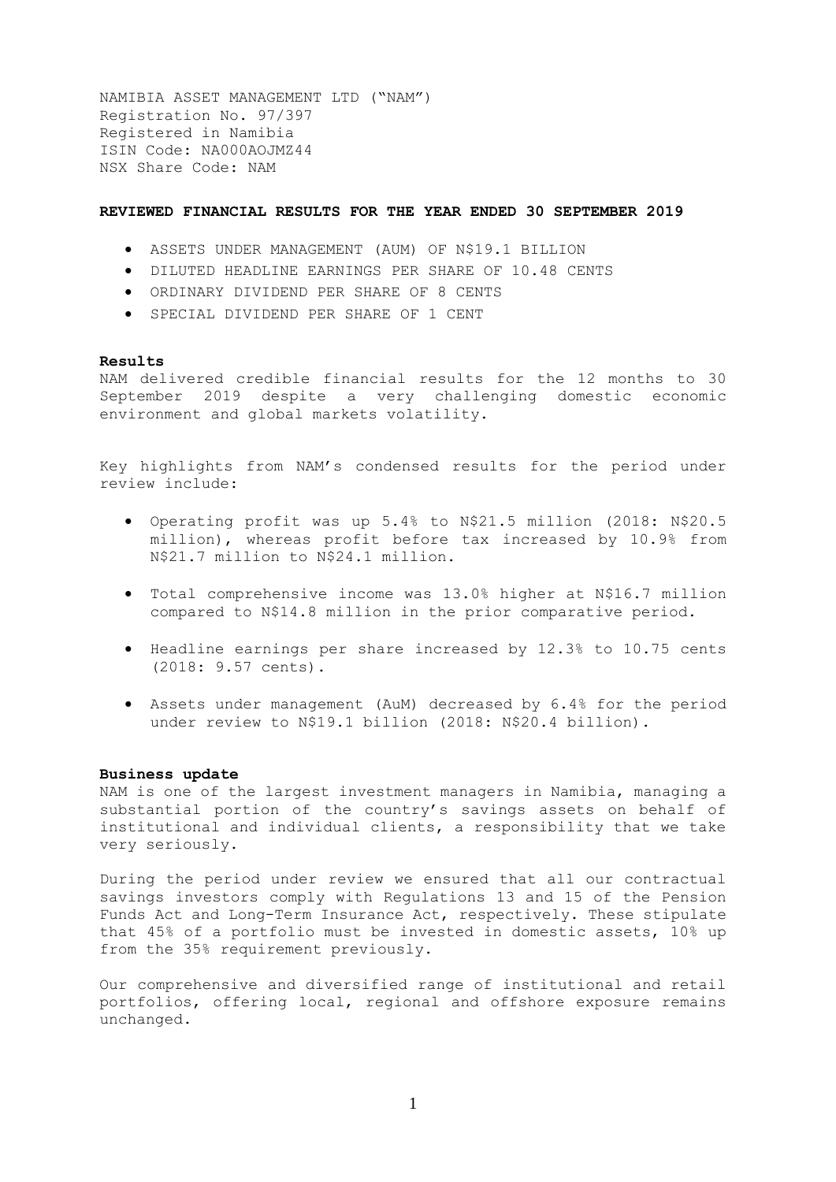NAMIBIA ASSET MANAGEMENT LTD ("NAM")
Registration No. 97/397
Registered in Namibia
ISIN Code: NA000AOJMZ44
NSX Share Code: NAM

**REVIEWED FINANCIAL RESULTS FOR THE YEAR ENDED 30 SEPTEMBER 2019**

- ASSETS UNDER MANAGEMENT (AUM) OF N$19.1 BILLION
- DILUTED HEADLINE EARNINGS PER SHARE OF 10.48 CENTS
- ORDINARY DIVIDEND PER SHARE OF 8 CENTS
- SPECIAL DIVIDEND PER SHARE OF 1 CENT

**Results**

NAM delivered credible financial results for the 12 months to 30 September 2019 despite a very challenging domestic economic environment and global markets volatility.

Key highlights from NAM's condensed results for the period under review include:

- Operating profit was up 5.4% to N$21.5 million (2018: N$20.5 million), whereas profit before tax increased by 10.9% from N$21.7 million to N$24.1 million.
- Total comprehensive income was 13.0% higher at N$16.7 million compared to N$14.8 million in the prior comparative period.
- Headline earnings per share increased by 12.3% to 10.75 cents (2018: 9.57 cents).
- Assets under management (AuM) decreased by 6.4% for the period under review to N$19.1 billion (2018: N$20.4 billion).

**Business update**

NAM is one of the largest investment managers in Namibia, managing a substantial portion of the country's savings assets on behalf of institutional and individual clients, a responsibility that we take very seriously.

During the period under review we ensured that all our contractual savings investors comply with Regulations 13 and 15 of the Pension Funds Act and Long-Term Insurance Act, respectively. These stipulate that 45% of a portfolio must be invested in domestic assets, 10% up from the 35% requirement previously.

Our comprehensive and diversified range of institutional and retail portfolios, offering local, regional and offshore exposure remains unchanged.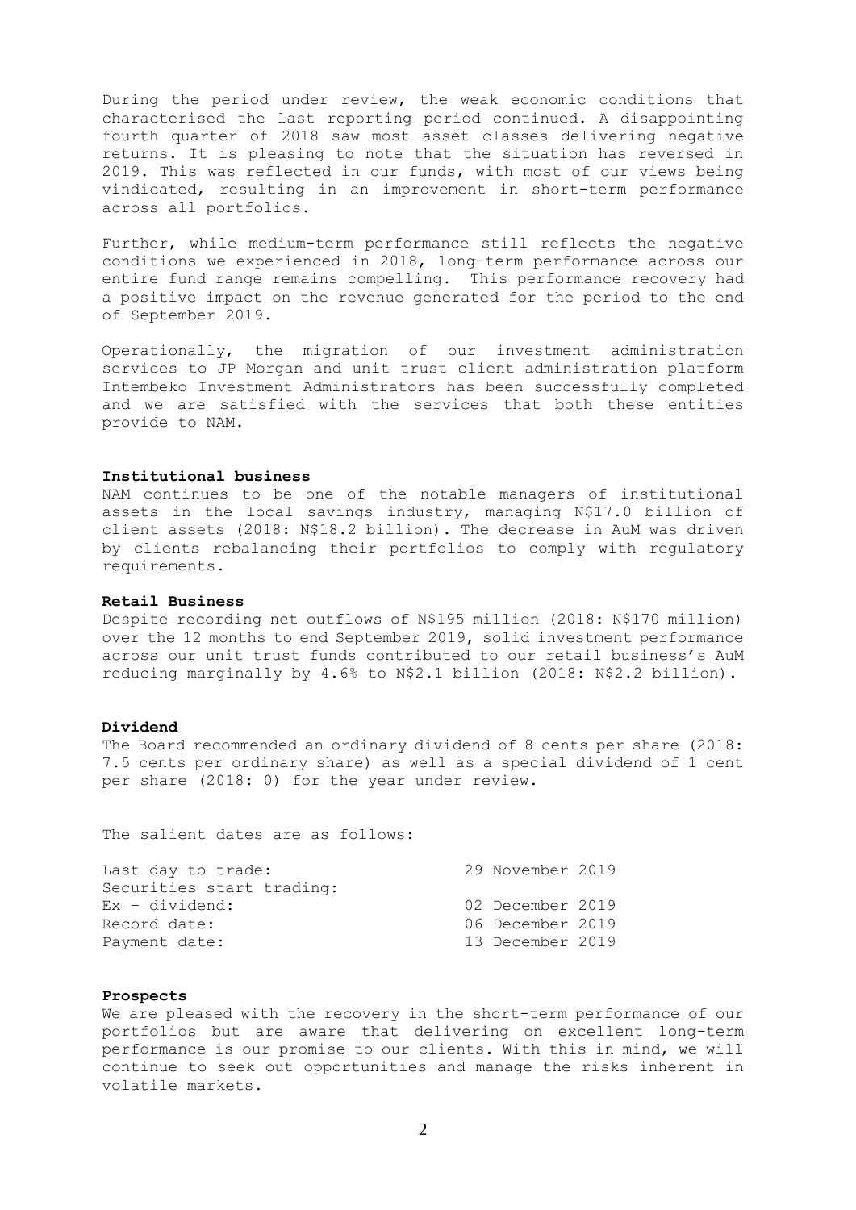During the period under review, the weak economic conditions that characterised the last reporting period continued. A disappointing fourth quarter of 2018 saw most asset classes delivering negative returns. It is pleasing to note that the situation has reversed in 2019. This was reflected in our funds, with most of our views being vindicated, resulting in an improvement in short-term performance across all portfolios.

Further, while medium-term performance still reflects the negative conditions we experienced in 2018, long-term performance across our entire fund range remains compelling. This performance recovery had a positive impact on the revenue generated for the period to the end of September 2019.

Operationally, the migration of our investment administration services to JP Morgan and unit trust client administration platform Intembeko Investment Administrators has been successfully completed and we are satisfied with the services that both these entities provide to NAM.

**Institutional business**

NAM continues to be one of the notable managers of institutional assets in the local savings industry, managing N$17.0 billion of client assets (2018: N$18.2 billion). The decrease in AuM was driven by clients rebalancing their portfolios to comply with regulatory requirements.

**Retail Business**

Despite recording net outflows of N$195 million (2018: N$170 million) over the 12 months to end September 2019, solid investment performance across our unit trust funds contributed to our retail business's AuM reducing marginally by 4.6% to N$2.1 billion (2018: N$2.2 billion).

**Dividend**

The Board recommended an ordinary dividend of 8 cents per share (2018: 7.5 cents per ordinary share) as well as a special dividend of 1 cent per share (2018: 0) for the year under review.

The salient dates are as follows:

| | |
|---|---|
| Last day to trade: | 29 November 2019 |
| Securities start trading: | |
| Ex – dividend: | 02 December 2019 |
| Record date: | 06 December 2019 |
| Payment date: | 13 December 2019 |

**Prospects**

We are pleased with the recovery in the short-term performance of our portfolios but are aware that delivering on excellent long-term performance is our promise to our clients. With this in mind, we will continue to seek out opportunities and manage the risks inherent in volatile markets.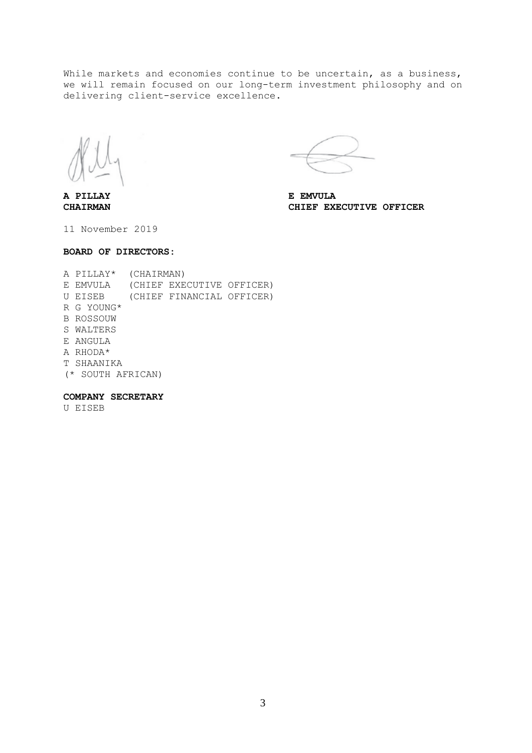While markets and economies continue to be uncertain, as a business, we will remain focused on our long-term investment philosophy and on delivering client-service excellence.

**A PILLAY**
**CHAIRMAN**

**E EMVULA**
**CHIEF EXECUTIVE OFFICER**

11 November 2019

**BOARD OF DIRECTORS:**

A PILLAY* (CHAIRMAN)
E EMVULA (CHIEF EXECUTIVE OFFICER)
U EISEB (CHIEF FINANCIAL OFFICER)
R G YOUNG*
B ROSSOUW
S WALTERS
E ANGULA
A RHODA*
T SHAANIKA
(* SOUTH AFRICAN)

**COMPANY SECRETARY**
U EISEB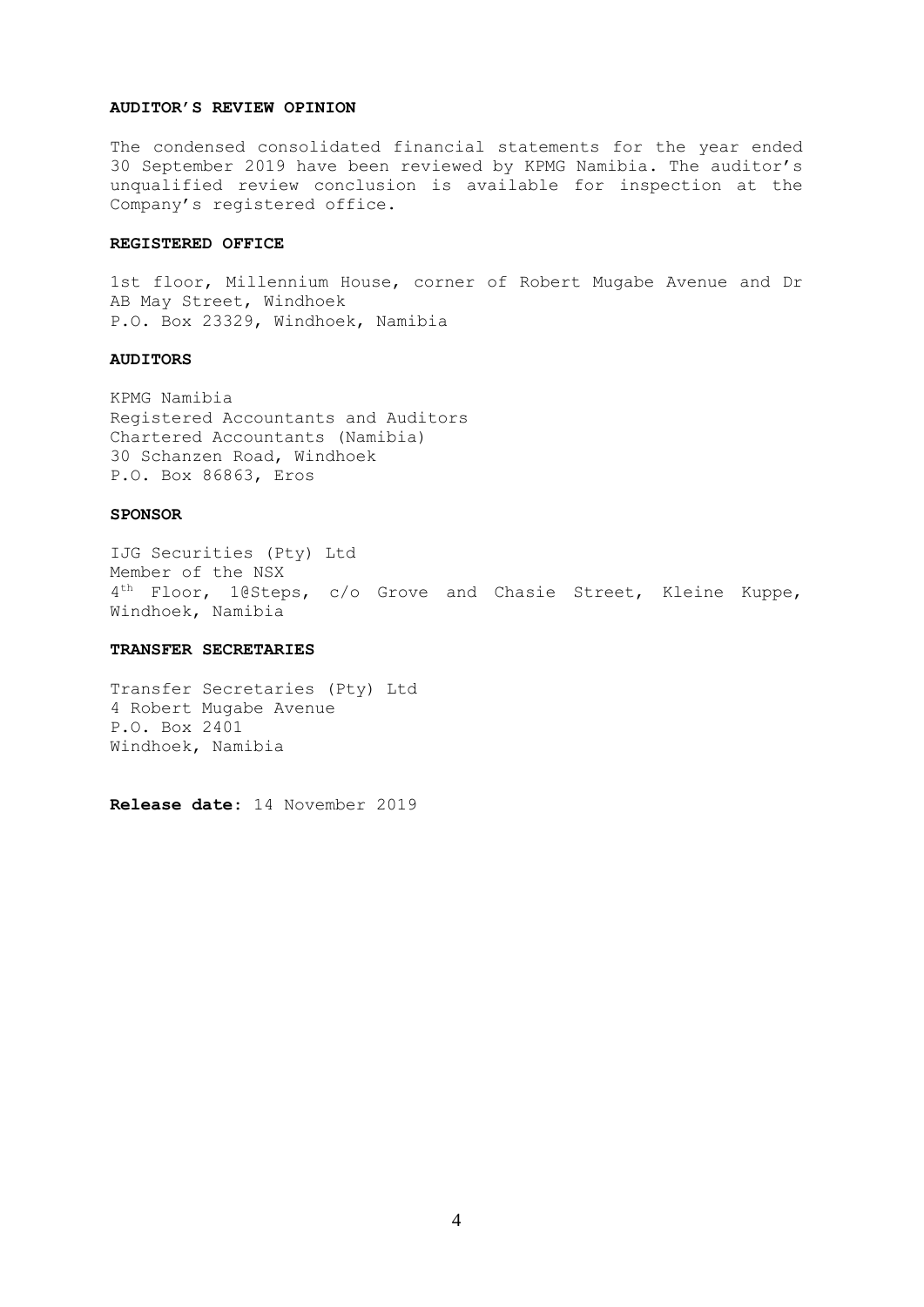**AUDITOR'S REVIEW OPINION**

The condensed consolidated financial statements for the year ended 30 September 2019 have been reviewed by KPMG Namibia. The auditor's unqualified review conclusion is available for inspection at the Company's registered office.

**REGISTERED OFFICE**

1st floor, Millennium House, corner of Robert Mugabe Avenue and Dr AB May Street, Windhoek
P.O. Box 23329, Windhoek, Namibia

**AUDITORS**

KPMG Namibia
Registered Accountants and Auditors
Chartered Accountants (Namibia)
30 Schanzen Road, Windhoek
P.O. Box 86863, Eros

**SPONSOR**

IJG Securities (Pty) Ltd
Member of the NSX
4th Floor, 1@Steps, c/o Grove and Chasie Street, Kleine Kuppe, Windhoek, Namibia

**TRANSFER SECRETARIES**

Transfer Secretaries (Pty) Ltd
4 Robert Mugabe Avenue
P.O. Box 2401
Windhoek, Namibia

**Release date:** 14 November 2019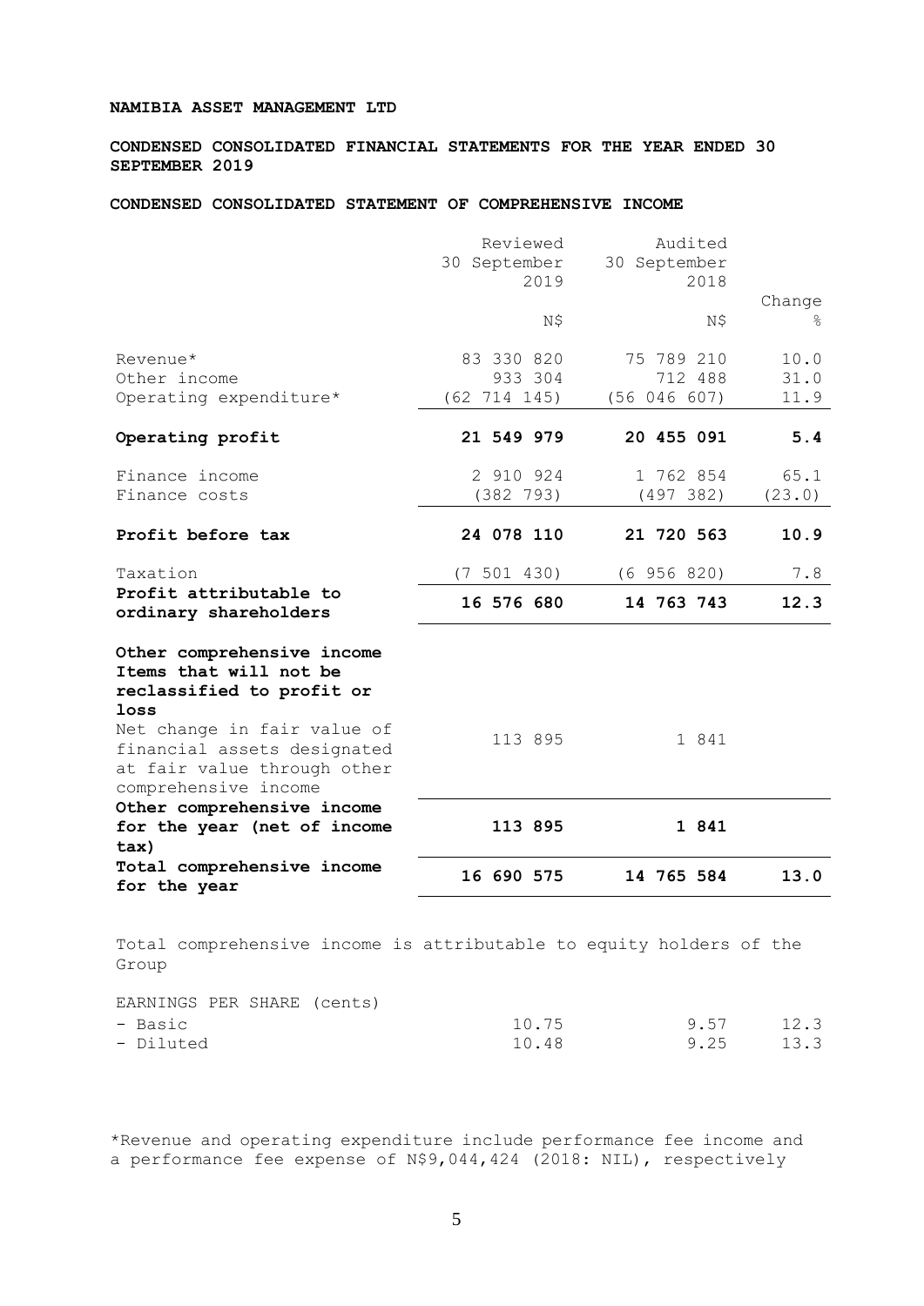**NAMIBIA ASSET MANAGEMENT LTD**

**CONDENSED CONSOLIDATED FINANCIAL STATEMENTS FOR THE YEAR ENDED 30 SEPTEMBER 2019**

**CONDENSED CONSOLIDATED STATEMENT OF COMPREHENSIVE INCOME**

| | Reviewed 30 September 2019 | Audited 30 September 2018 | Change |
|---|---|---|---|
| | N$ | N$ | % |
| Revenue* | 83 330 820 | 75 789 210 | 10.0 |
| Other income | 933 304 | 712 488 | 31.0 |
| Operating expenditure* | (62 714 145) | (56 046 607) | 11.9 |
| **Operating profit** | **21 549 979** | **20 455 091** | **5.4** |
| Finance income | 2 910 924 | 1 762 854 | 65.1 |
| Finance costs | (382 793) | (497 382) | (23.0) |
| **Profit before tax** | **24 078 110** | **21 720 563** | **10.9** |
| Taxation | (7 501 430) | (6 956 820) | 7.8 |
| **Profit attributable to ordinary shareholders** | **16 576 680** | **14 763 743** | **12.3** |
| **Other comprehensive income Items that will not be reclassified to profit or loss** | | | |
| Net change in fair value of financial assets designated at fair value through other comprehensive income | 113 895 | 1 841 | |
| **Other comprehensive income for the year (net of income tax)** | **113 895** | **1 841** | |
| **Total comprehensive income for the year** | **16 690 575** | **14 765 584** | **13.0** |

Total comprehensive income is attributable to equity holders of the Group

| EARNINGS PER SHARE (cents) | | | |
|---|---|---|---|
| - Basic | 10.75 | 9.57 | 12.3 |
| - Diluted | 10.48 | 9.25 | 13.3 |

*Revenue and operating expenditure include performance fee income and a performance fee expense of N$9,044,424 (2018: NIL), respectively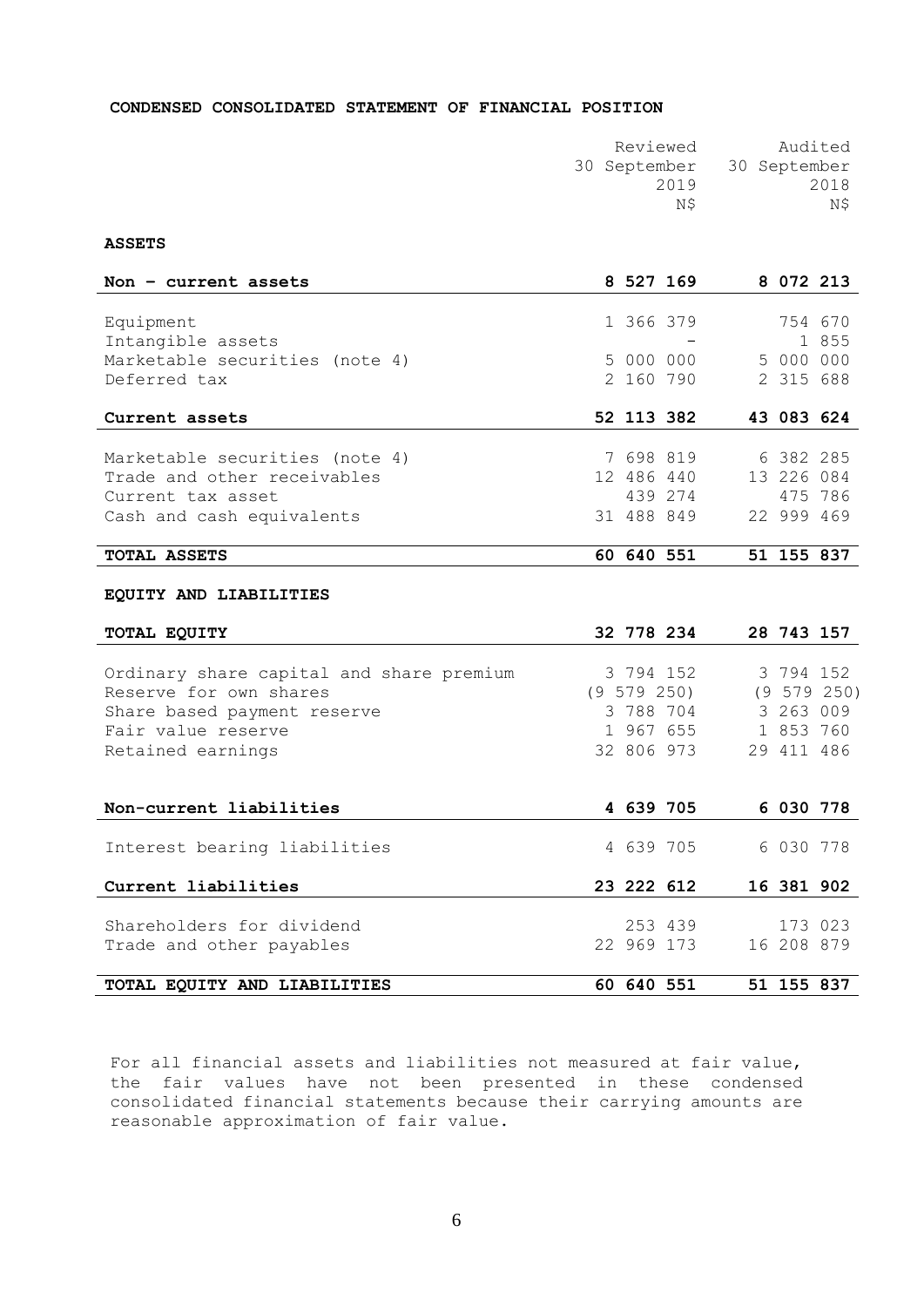**CONDENSED CONSOLIDATED STATEMENT OF FINANCIAL POSITION**

| | Reviewed 30 September 2019 N$ | Audited 30 September 2018 N$ |
|---|---|---|
| **ASSETS** | | |
| **Non – current assets** | **8 527 169** | **8 072 213** |
| Equipment | 1 366 379 | 754 670 |
| Intangible assets | - | 1 855 |
| Marketable securities (note 4) | 5 000 000 | 5 000 000 |
| Deferred tax | 2 160 790 | 2 315 688 |
| **Current assets** | **52 113 382** | **43 083 624** |
| Marketable securities (note 4) | 7 698 819 | 6 382 285 |
| Trade and other receivables | 12 486 440 | 13 226 084 |
| Current tax asset | 439 274 | 475 786 |
| Cash and cash equivalents | 31 488 849 | 22 999 469 |
| **TOTAL ASSETS** | **60 640 551** | **51 155 837** |
| **EQUITY AND LIABILITIES** | | |
| **TOTAL EQUITY** | **32 778 234** | **28 743 157** |
| Ordinary share capital and share premium | 3 794 152 | 3 794 152 |
| Reserve for own shares | (9 579 250) | (9 579 250) |
| Share based payment reserve | 3 788 704 | 3 263 009 |
| Fair value reserve | 1 967 655 | 1 853 760 |
| Retained earnings | 32 806 973 | 29 411 486 |
| **Non-current liabilities** | **4 639 705** | **6 030 778** |
| Interest bearing liabilities | 4 639 705 | 6 030 778 |
| **Current liabilities** | **23 222 612** | **16 381 902** |
| Shareholders for dividend | 253 439 | 173 023 |
| Trade and other payables | 22 969 173 | 16 208 879 |
| **TOTAL EQUITY AND LIABILITIES** | **60 640 551** | **51 155 837** |

For all financial assets and liabilities not measured at fair value, the fair values have not been presented in these condensed consolidated financial statements because their carrying amounts are reasonable approximation of fair value.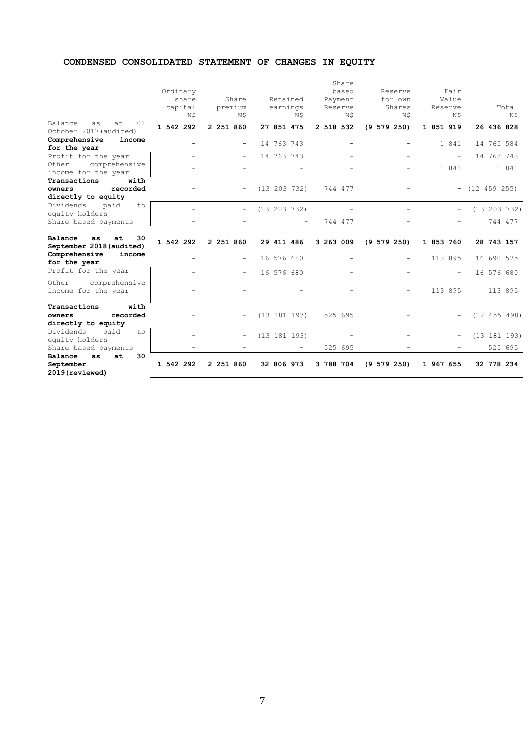## CONDENSED CONSOLIDATED STATEMENT OF CHANGES IN EQUITY

| | Ordinary share capital N$ | Share premium N$ | Retained earnings N$ | Share based Payment Reserve N$ | Reserve for own Shares N$ | Fair Value Reserve N$ | Total N$ |
|---|---|---|---|---|---|---|---|
| Balance as at 01 October 2017 (audited) | **1 542 292** | **2 251 860** | **27 851 475** | **2 518 532** | **(9 579 250)** | **1 851 919** | **26 436 828** |
| **Comprehensive income for the year** | **-** | **-** | 14 763 743 | **-** | **-** | 1 841 | 14 765 584 |
| Profit for the year | - | - | 14 763 743 | - | - | - | 14 763 743 |
| Other comprehensive income for the year | - | - | - | - | - | 1 841 | 1 841 |
| **Transactions with owners recorded directly to equity** | - | - | (13 203 732) | 744 477 | - | **-** | (12 459 255) |
| Dividends paid to equity holders | - | - | (13 203 732) | - | - | - | (13 203 732) |
| Share based payments | - | - | - | 744 477 | - | - | 744 477 |
| **Balance as at 30 September 2018 (audited)** | **1 542 292** | **2 251 860** | **29 411 486** | **3 263 009** | **(9 579 250)** | **1 853 760** | **28 743 157** |
| **Comprehensive income for the year** | **-** | **-** | 16 576 680 | **-** | **-** | 113 895 | 16 690 575 |
| Profit for the year | - | - | 16 576 680 | - | - | - | 16 576 680 |
| Other comprehensive income for the year | - | - | - | - | - | 113 895 | 113 895 |
| **Transactions with owners recorded directly to equity** | - | - | (13 181 193) | 525 695 | - | **-** | (12 655 498) |
| Dividends paid to equity holders | - | - | (13 181 193) | - | - | - | (13 181 193) |
| Share based payments | - | - | - | 525 695 | - | - | 525 695 |
| **Balance as at 30 September 2019 (reviewed)** | **1 542 292** | **2 251 860** | **32 806 973** | **3 788 704** | **(9 579 250)** | **1 967 655** | **32 778 234** |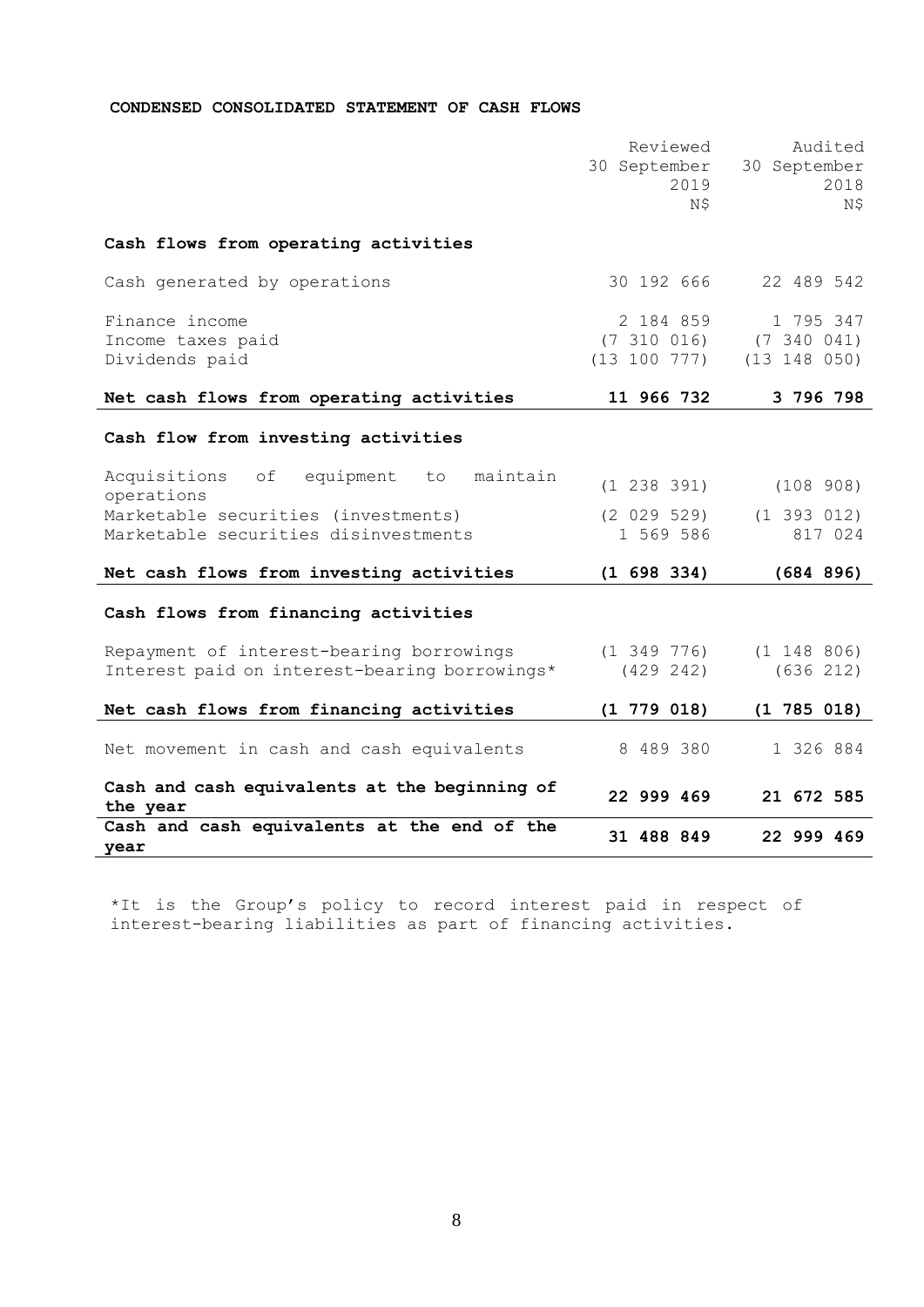**CONDENSED CONSOLIDATED STATEMENT OF CASH FLOWS**

| | Reviewed 30 September 2019 N$ | Audited 30 September 2018 N$ |
|---|---|---|
| **Cash flows from operating activities** | | |
| Cash generated by operations | 30 192 666 | 22 489 542 |
| Finance income | 2 184 859 | 1 795 347 |
| Income taxes paid | (7 310 016) | (7 340 041) |
| Dividends paid | (13 100 777) | (13 148 050) |
| **Net cash flows from operating activities** | **11 966 732** | **3 796 798** |
| **Cash flow from investing activities** | | |
| Acquisitions of equipment to maintain operations | (1 238 391) | (108 908) |
| Marketable securities (investments) | (2 029 529) | (1 393 012) |
| Marketable securities disinvestments | 1 569 586 | 817 024 |
| **Net cash flows from investing activities** | **(1 698 334)** | **(684 896)** |
| **Cash flows from financing activities** | | |
| Repayment of interest-bearing borrowings | (1 349 776) | (1 148 806) |
| Interest paid on interest-bearing borrowings* | (429 242) | (636 212) |
| **Net cash flows from financing activities** | **(1 779 018)** | **(1 785 018)** |
| Net movement in cash and cash equivalents | 8 489 380 | 1 326 884 |
| **Cash and cash equivalents at the beginning of the year** | **22 999 469** | **21 672 585** |
| **Cash and cash equivalents at the end of the year** | **31 488 849** | **22 999 469** |

*It is the Group's policy to record interest paid in respect of interest-bearing liabilities as part of financing activities.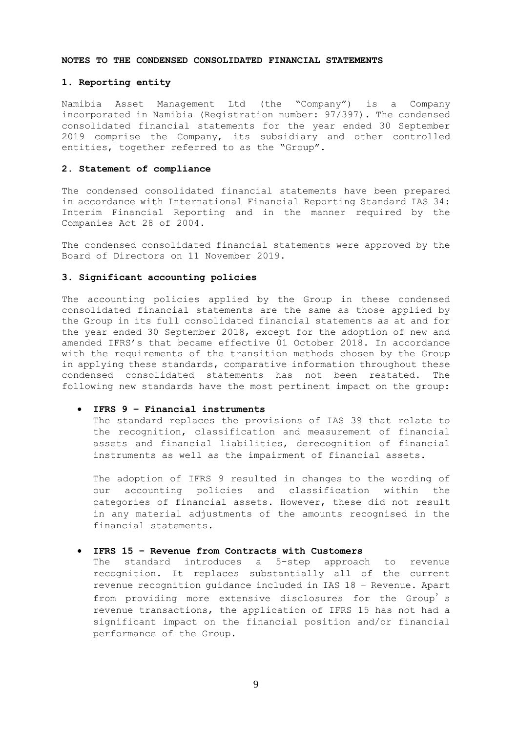**NOTES TO THE CONDENSED CONSOLIDATED FINANCIAL STATEMENTS**

**1. Reporting entity**

Namibia Asset Management Ltd (the "Company") is a Company incorporated in Namibia (Registration number: 97/397). The condensed consolidated financial statements for the year ended 30 September 2019 comprise the Company, its subsidiary and other controlled entities, together referred to as the "Group".

**2. Statement of compliance**

The condensed consolidated financial statements have been prepared in accordance with International Financial Reporting Standard IAS 34: Interim Financial Reporting and in the manner required by the Companies Act 28 of 2004.

The condensed consolidated financial statements were approved by the Board of Directors on 11 November 2019.

**3. Significant accounting policies**

The accounting policies applied by the Group in these condensed consolidated financial statements are the same as those applied by the Group in its full consolidated financial statements as at and for the year ended 30 September 2018, except for the adoption of new and amended IFRS's that became effective 01 October 2018. In accordance with the requirements of the transition methods chosen by the Group in applying these standards, comparative information throughout these condensed consolidated statements has not been restated. The following new standards have the most pertinent impact on the group:

- **IFRS 9 – Financial instruments**
  The standard replaces the provisions of IAS 39 that relate to the recognition, classification and measurement of financial assets and financial liabilities, derecognition of financial instruments as well as the impairment of financial assets.

  The adoption of IFRS 9 resulted in changes to the wording of our accounting policies and classification within the categories of financial assets. However, these did not result in any material adjustments of the amounts recognised in the financial statements.

- **IFRS 15 – Revenue from Contracts with Customers**
  The standard introduces a 5-step approach to revenue recognition. It replaces substantially all of the current revenue recognition guidance included in IAS 18 – Revenue. Apart from providing more extensive disclosures for the Group's revenue transactions, the application of IFRS 15 has not had a significant impact on the financial position and/or financial performance of the Group.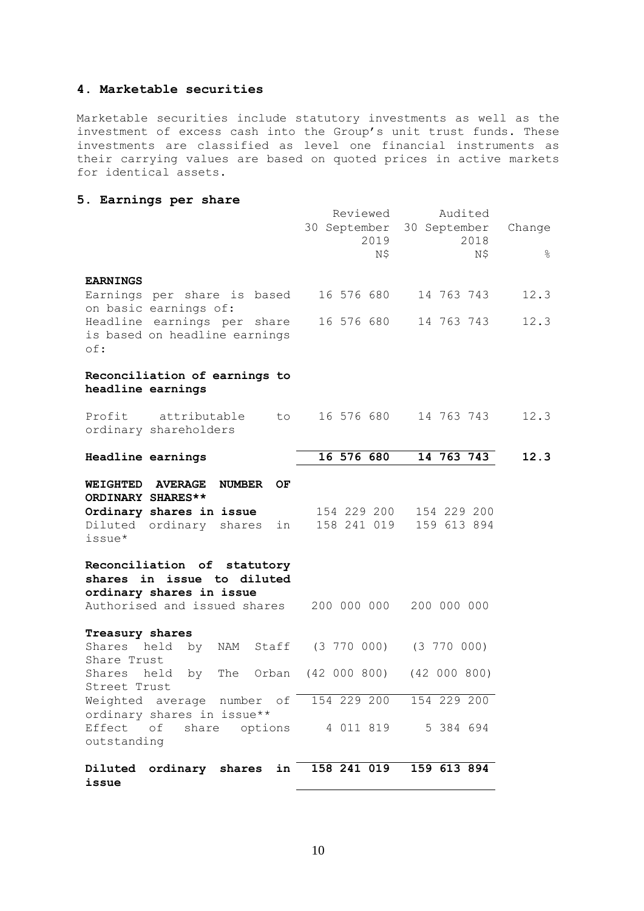## 4. Marketable securities

Marketable securities include statutory investments as well as the investment of excess cash into the Group's unit trust funds. These investments are classified as level one financial instruments as their carrying values are based on quoted prices in active markets for identical assets.

## 5. Earnings per share

| | Reviewed 30 September 2019 N$ | Audited 30 September 2018 N$ | Change % |
|---|---|---|---|
| **EARNINGS** | | | |
| Earnings per share is based on basic earnings of: | 16 576 680 | 14 763 743 | 12.3 |
| Headline earnings per share is based on headline earnings of: | 16 576 680 | 14 763 743 | 12.3 |
| **Reconciliation of earnings to headline earnings** | | | |
| Profit attributable to ordinary shareholders | 16 576 680 | 14 763 743 | 12.3 |
| **Headline earnings** | **16 576 680** | **14 763 743** | **12.3** |
| **WEIGHTED AVERAGE NUMBER OF ORDINARY SHARES**** | | | |
| **Ordinary shares in issue** | 154 229 200 | 154 229 200 | |
| Diluted ordinary shares in issue* | 158 241 019 | 159 613 894 | |
| **Reconciliation of statutory shares in issue to diluted ordinary shares in issue** | | | |
| Authorised and issued shares | 200 000 000 | 200 000 000 | |
| **Treasury shares** | | | |
| Shares held by NAM Staff Share Trust | (3 770 000) | (3 770 000) | |
| Shares held by The Orban Street Trust | (42 000 800) | (42 000 800) | |
| Weighted average number of ordinary shares in issue** | 154 229 200 | 154 229 200 | |
| Effect of share options outstanding | 4 011 819 | 5 384 694 | |
| **Diluted ordinary shares in issue** | **158 241 019** | **159 613 894** | |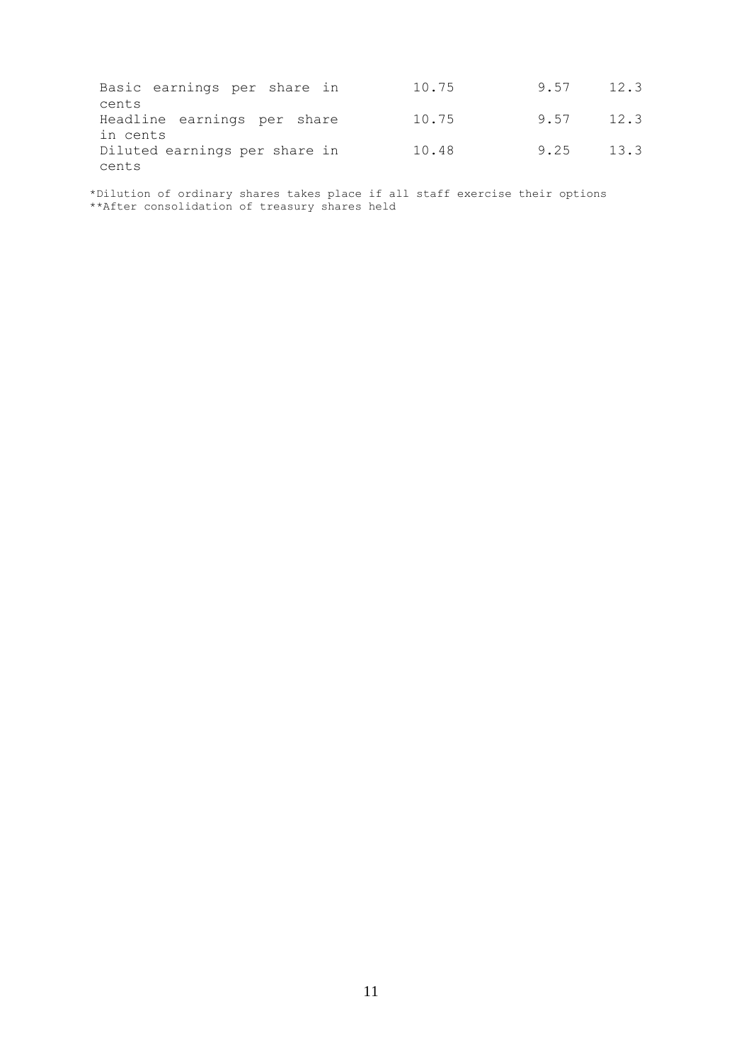| | | | |
|---|---|---|---|
| Basic earnings per share in cents | 10.75 | 9.57 | 12.3 |
| Headline earnings per share in cents | 10.75 | 9.57 | 12.3 |
| Diluted earnings per share in cents | 10.48 | 9.25 | 13.3 |

*Dilution of ordinary shares takes place if all staff exercise their options
**After consolidation of treasury shares held